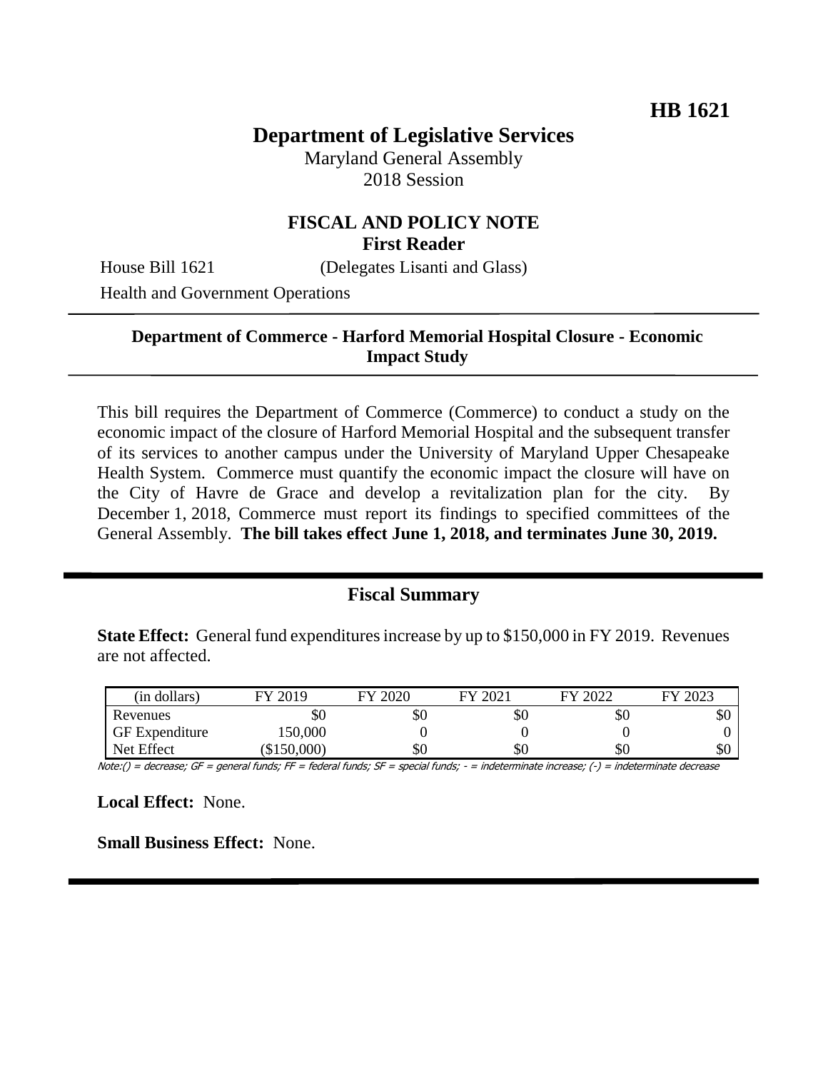**HB 1621**

# Department of Legislative Services

Maryland General Assembly
2018 Session

## FISCAL AND POLICY NOTE
**First Reader**

House Bill 1621 (Delegates Lisanti and Glass)
Health and Government Operations

---

### Department of Commerce - Harford Memorial Hospital Closure - Economic Impact Study

---

This bill requires the Department of Commerce (Commerce) to conduct a study on the economic impact of the closure of Harford Memorial Hospital and the subsequent transfer of its services to another campus under the University of Maryland Upper Chesapeake Health System. Commerce must quantify the economic impact the closure will have on the City of Havre de Grace and develop a revitalization plan for the city. By December 1, 2018, Commerce must report its findings to specified committees of the General Assembly. **The bill takes effect June 1, 2018, and terminates June 30, 2019.**

---

## Fiscal Summary

**State Effect:** General fund expenditures increase by up to $150,000 in FY 2019. Revenues are not affected.

| (in dollars) | FY 2019 | FY 2020 | FY 2021 | FY 2022 | FY 2023 |
|---|---|---|---|---|---|
| Revenues | $0 | $0 | $0 | $0 | $0 |
| GF Expenditure | 150,000 | 0 | 0 | 0 | 0 |
| Net Effect | ($150,000) | $0 | $0 | $0 | $0 |

Note:() = decrease; GF = general funds; FF = federal funds; SF = special funds; - = indeterminate increase; (-) = indeterminate decrease

**Local Effect:** None.

**Small Business Effect:** None.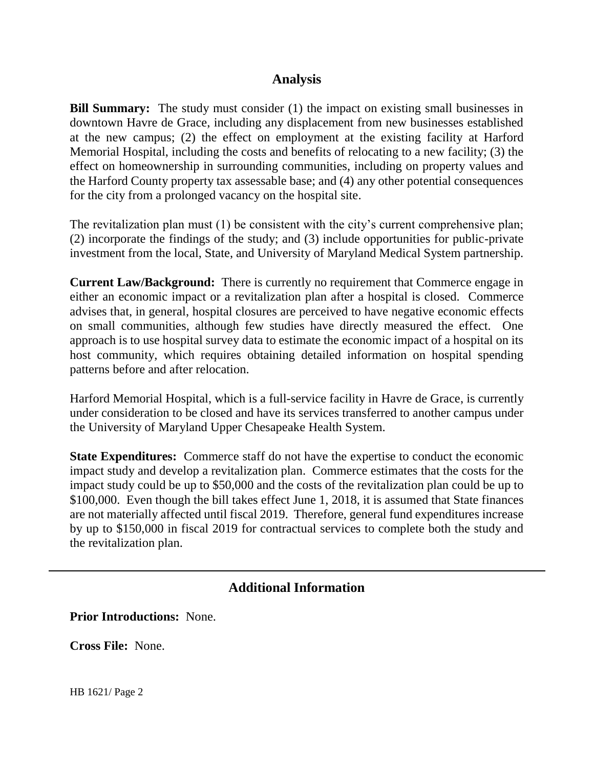## Analysis

**Bill Summary:** The study must consider (1) the impact on existing small businesses in downtown Havre de Grace, including any displacement from new businesses established at the new campus; (2) the effect on employment at the existing facility at Harford Memorial Hospital, including the costs and benefits of relocating to a new facility; (3) the effect on homeownership in surrounding communities, including on property values and the Harford County property tax assessable base; and (4) any other potential consequences for the city from a prolonged vacancy on the hospital site.

The revitalization plan must (1) be consistent with the city's current comprehensive plan; (2) incorporate the findings of the study; and (3) include opportunities for public-private investment from the local, State, and University of Maryland Medical System partnership.

**Current Law/Background:** There is currently no requirement that Commerce engage in either an economic impact or a revitalization plan after a hospital is closed. Commerce advises that, in general, hospital closures are perceived to have negative economic effects on small communities, although few studies have directly measured the effect. One approach is to use hospital survey data to estimate the economic impact of a hospital on its host community, which requires obtaining detailed information on hospital spending patterns before and after relocation.

Harford Memorial Hospital, which is a full-service facility in Havre de Grace, is currently under consideration to be closed and have its services transferred to another campus under the University of Maryland Upper Chesapeake Health System.

**State Expenditures:** Commerce staff do not have the expertise to conduct the economic impact study and develop a revitalization plan. Commerce estimates that the costs for the impact study could be up to $50,000 and the costs of the revitalization plan could be up to $100,000. Even though the bill takes effect June 1, 2018, it is assumed that State finances are not materially affected until fiscal 2019. Therefore, general fund expenditures increase by up to $150,000 in fiscal 2019 for contractual services to complete both the study and the revitalization plan.

---

## Additional Information

**Prior Introductions:** None.

**Cross File:** None.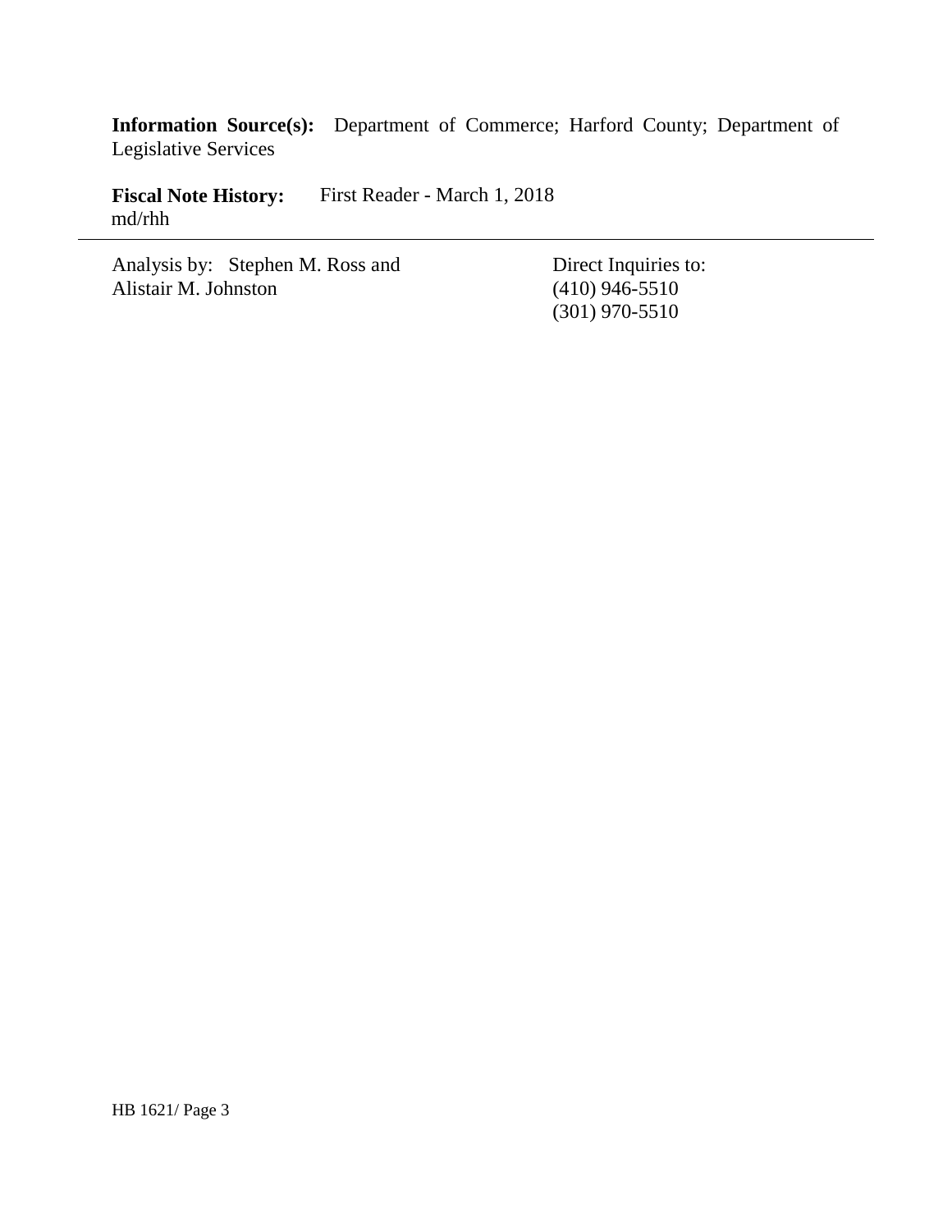**Information Source(s):** Department of Commerce; Harford County; Department of Legislative Services

**Fiscal Note History:** First Reader - March 1, 2018
md/rhh

---

Analysis by: Stephen M. Ross and Alistair M. Johnston

Direct Inquiries to:
(410) 946-5510
(301) 970-5510